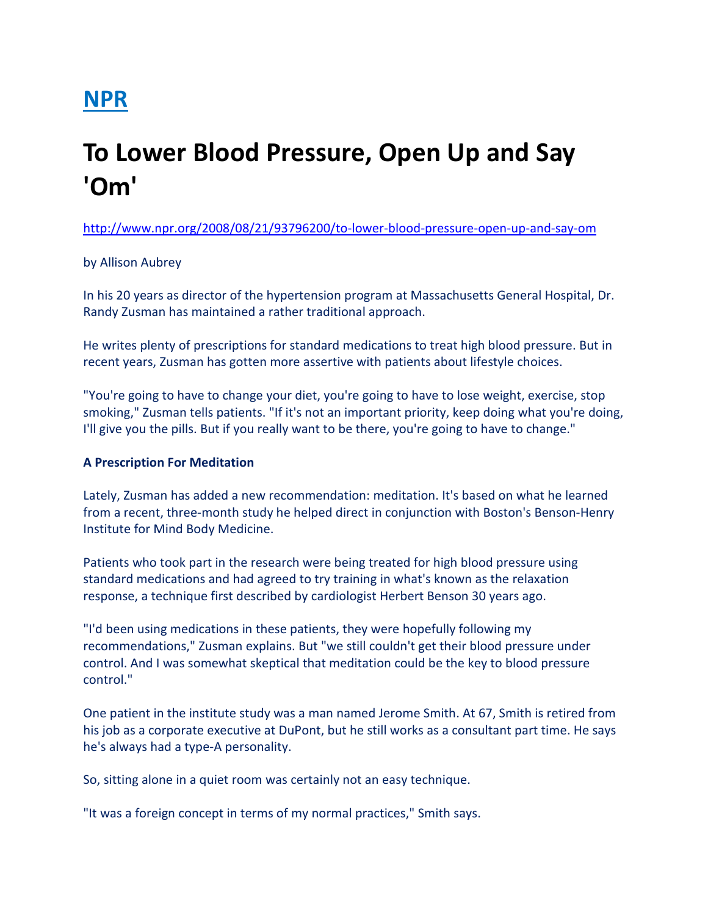# NPR

# To Lower Blood Pressure, Open Up and Say 'Om'

http://www.npr.org/2008/08/21/93796200/to-lower-blood-pressure-open-up-and-say-om

by Allison Aubrey

In his 20 years as director of the hypertension program at Massachusetts General Hospital, Dr. Randy Zusman has maintained a rather traditional approach.

He writes plenty of prescriptions for standard medications to treat high blood pressure. But in recent years, Zusman has gotten more assertive with patients about lifestyle choices.

"You're going to have to change your diet, you're going to have to lose weight, exercise, stop smoking," Zusman tells patients. "If it's not an important priority, keep doing what you're doing, I'll give you the pills. But if you really want to be there, you're going to have to change."

**A Prescription For Meditation**

Lately, Zusman has added a new recommendation: meditation. It's based on what he learned from a recent, three-month study he helped direct in conjunction with Boston's Benson-Henry Institute for Mind Body Medicine.

Patients who took part in the research were being treated for high blood pressure using standard medications and had agreed to try training in what's known as the relaxation response, a technique first described by cardiologist Herbert Benson 30 years ago.

"I'd been using medications in these patients, they were hopefully following my recommendations," Zusman explains. But "we still couldn't get their blood pressure under control. And I was somewhat skeptical that meditation could be the key to blood pressure control."

One patient in the institute study was a man named Jerome Smith. At 67, Smith is retired from his job as a corporate executive at DuPont, but he still works as a consultant part time. He says he's always had a type-A personality.

So, sitting alone in a quiet room was certainly not an easy technique.

"It was a foreign concept in terms of my normal practices," Smith says.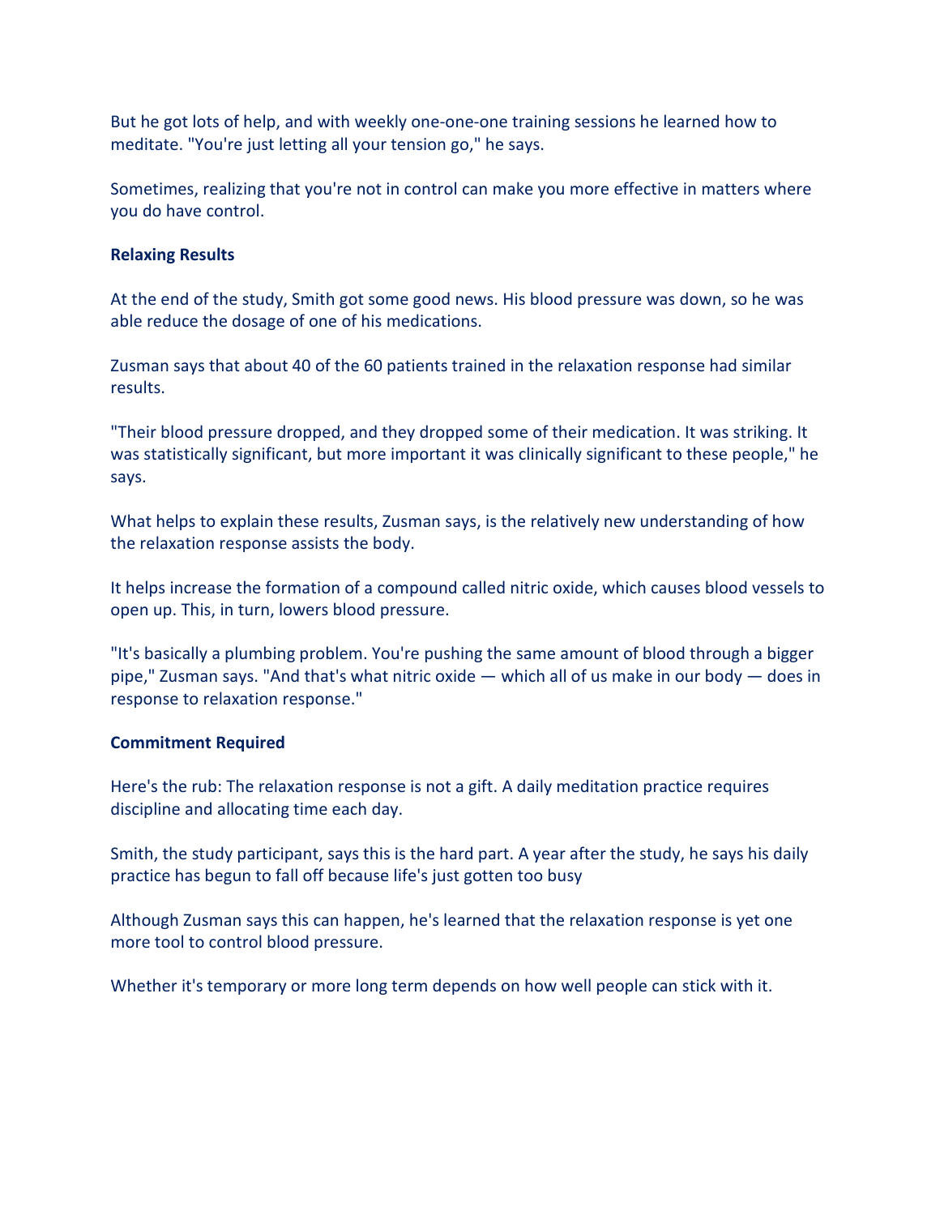But he got lots of help, and with weekly one-one-one training sessions he learned how to meditate. "You're just letting all your tension go," he says.

Sometimes, realizing that you're not in control can make you more effective in matters where you do have control.

**Relaxing Results**

At the end of the study, Smith got some good news. His blood pressure was down, so he was able reduce the dosage of one of his medications.

Zusman says that about 40 of the 60 patients trained in the relaxation response had similar results.

"Their blood pressure dropped, and they dropped some of their medication. It was striking. It was statistically significant, but more important it was clinically significant to these people," he says.

What helps to explain these results, Zusman says, is the relatively new understanding of how the relaxation response assists the body.

It helps increase the formation of a compound called nitric oxide, which causes blood vessels to open up. This, in turn, lowers blood pressure.

"It's basically a plumbing problem. You're pushing the same amount of blood through a bigger pipe," Zusman says. "And that's what nitric oxide — which all of us make in our body — does in response to relaxation response."

**Commitment Required**

Here's the rub: The relaxation response is not a gift. A daily meditation practice requires discipline and allocating time each day.

Smith, the study participant, says this is the hard part. A year after the study, he says his daily practice has begun to fall off because life's just gotten too busy

Although Zusman says this can happen, he's learned that the relaxation response is yet one more tool to control blood pressure.

Whether it's temporary or more long term depends on how well people can stick with it.